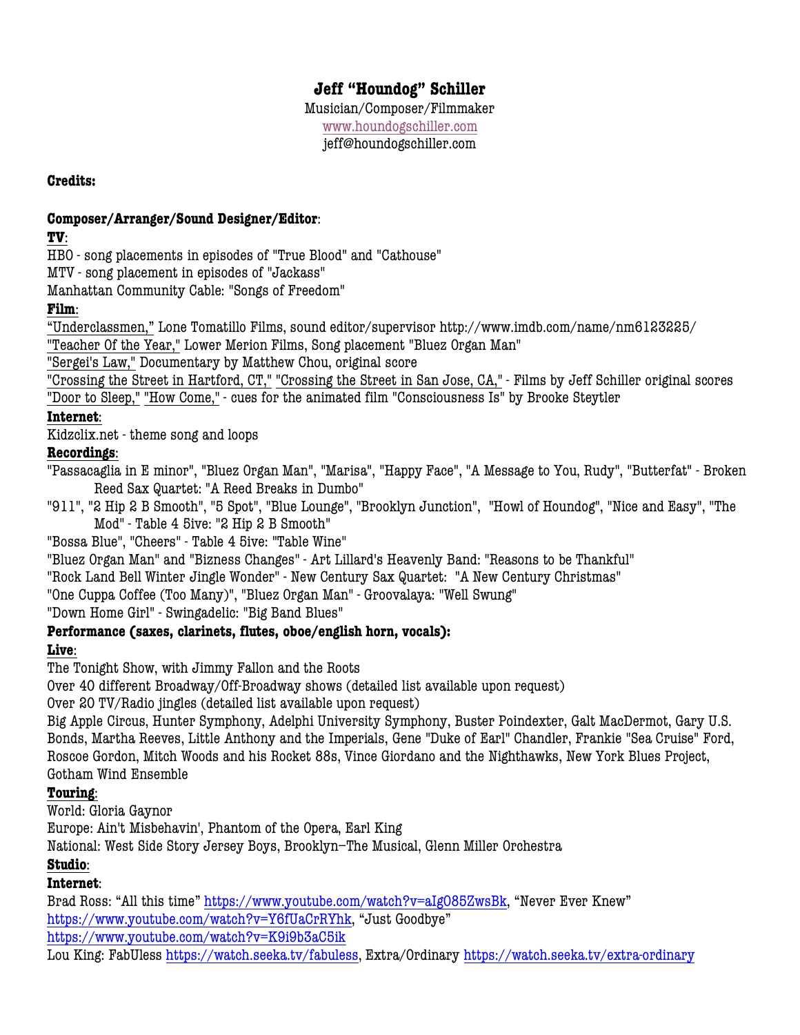# Jeff "Houndog" Schiller

Musician/Composer/Filmmaker
www.houndogschiller.com
jeff@houndogschiller.com

**Credits:**

**Composer/Arranger/Sound Designer/Editor**:

**TV**:
HBO - song placements in episodes of "True Blood" and "Cathouse"
MTV - song placement in episodes of "Jackass"
Manhattan Community Cable: "Songs of Freedom"

**Film**:
"Underclassmen," Lone Tomatillo Films, sound editor/supervisor http://www.imdb.com/name/nm6123225/
"Teacher Of the Year," Lower Merion Films, Song placement "Bluez Organ Man"
"Sergei's Law," Documentary by Matthew Chou, original score
"Crossing the Street in Hartford, CT," "Crossing the Street in San Jose, CA," - Films by Jeff Schiller original scores
"Door to Sleep," "How Come," - cues for the animated film "Consciousness Is" by Brooke Steytler

**Internet**:
Kidzclix.net - theme song and loops

**Recordings**:
"Passacaglia in E minor", "Bluez Organ Man", "Marisa", "Happy Face", "A Message to You, Rudy", "Butterfat" - Broken Reed Sax Quartet: "A Reed Breaks in Dumbo"
"911", "2 Hip 2 B Smooth", "5 Spot", "Blue Lounge", "Brooklyn Junction", "Howl of Houndog", "Nice and Easy", "The Mod" - Table 4 5ive: "2 Hip 2 B Smooth"
"Bossa Blue", "Cheers" - Table 4 5ive: "Table Wine"
"Bluez Organ Man" and "Bizness Changes" - Art Lillard's Heavenly Band: "Reasons to be Thankful"
"Rock Land Bell Winter Jingle Wonder" - New Century Sax Quartet: "A New Century Christmas"
"One Cuppa Coffee (Too Many)", "Bluez Organ Man" - Groovalaya: "Well Swung"
"Down Home Girl" - Swingadelic: "Big Band Blues"

**Performance (saxes, clarinets, flutes, oboe/english horn, vocals):**

**Live**:
The Tonight Show, with Jimmy Fallon and the Roots
Over 40 different Broadway/Off-Broadway shows (detailed list available upon request)
Over 20 TV/Radio jingles (detailed list available upon request)
Big Apple Circus, Hunter Symphony, Adelphi University Symphony, Buster Poindexter, Galt MacDermot, Gary U.S. Bonds, Martha Reeves, Little Anthony and the Imperials, Gene "Duke of Earl" Chandler, Frankie "Sea Cruise" Ford, Roscoe Gordon, Mitch Woods and his Rocket 88s, Vince Giordano and the Nighthawks, New York Blues Project, Gotham Wind Ensemble

**Touring**:
World: Gloria Gaynor
Europe: Ain't Misbehavin', Phantom of the Opera, Earl King
National: West Side Story Jersey Boys, Brooklyn–The Musical, Glenn Miller Orchestra

**Studio**:

**Internet**:
Brad Ross: "All this time" https://www.youtube.com/watch?v=aIgO85ZwsBk, "Never Ever Knew" https://www.youtube.com/watch?v=Y6fUaCrRYhk, "Just Goodbye" https://www.youtube.com/watch?v=K9i9b3aC5ik
Lou King: FabUless https://watch.seeka.tv/fabuless, Extra/Ordinary https://watch.seeka.tv/extra-ordinary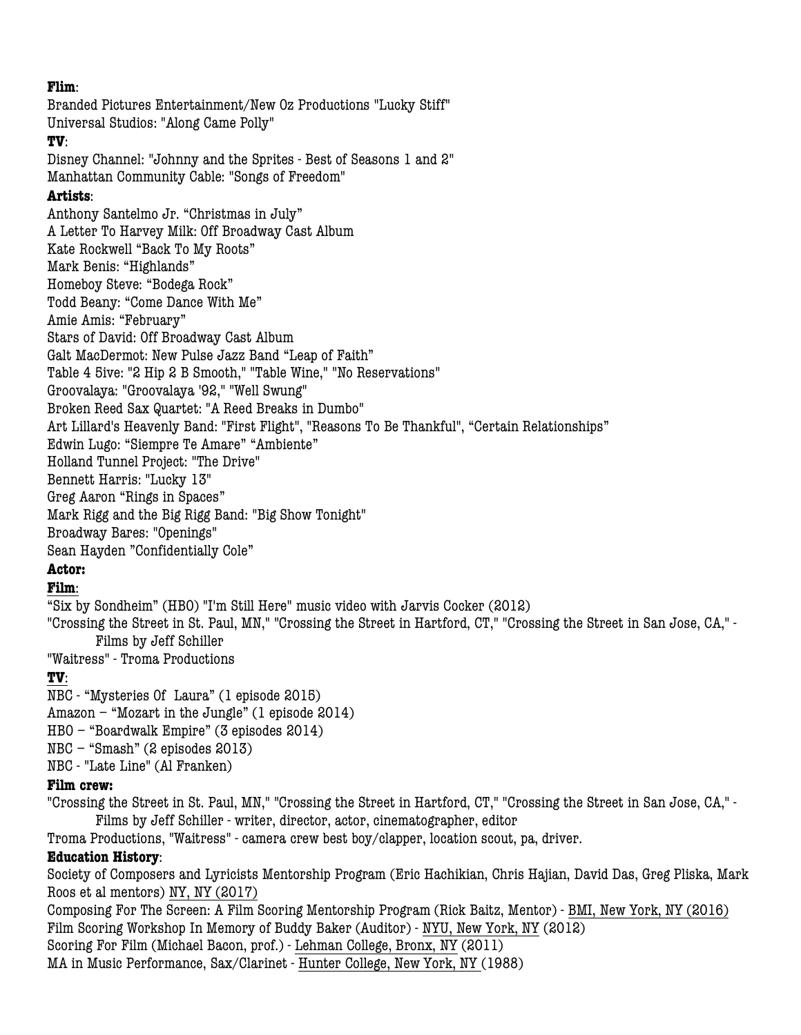**Flim**:

Branded Pictures Entertainment/New Oz Productions "Lucky Stiff"
Universal Studios: "Along Came Polly"

**TV**:

Disney Channel: "Johnny and the Sprites - Best of Seasons 1 and 2"
Manhattan Community Cable: "Songs of Freedom"

**Artists**:

Anthony Santelmo Jr. "Christmas in July"
A Letter To Harvey Milk: Off Broadway Cast Album
Kate Rockwell "Back To My Roots"
Mark Benis: "Highlands"
Homeboy Steve: "Bodega Rock"
Todd Beany: "Come Dance With Me"
Amie Amis: "February"
Stars of David: Off Broadway Cast Album
Galt MacDermot: New Pulse Jazz Band "Leap of Faith"
Table 4 5ive: "2 Hip 2 B Smooth," "Table Wine," "No Reservations"
Groovalaya: "Groovalaya '92," "Well Swung"
Broken Reed Sax Quartet: "A Reed Breaks in Dumbo"
Art Lillard's Heavenly Band: "First Flight", "Reasons To Be Thankful", "Certain Relationships"
Edwin Lugo: "Siempre Te Amare" "Ambiente"
Holland Tunnel Project: "The Drive"
Bennett Harris: "Lucky 13"
Greg Aaron "Rings in Spaces"
Mark Rigg and the Big Rigg Band: "Big Show Tonight"
Broadway Bares: "Openings"
Sean Hayden "Confidentially Cole"

**Actor:**

**Film**:

"Six by Sondheim" (HBO) "I'm Still Here" music video with Jarvis Cocker (2012)
"Crossing the Street in St. Paul, MN," "Crossing the Street in Hartford, CT," "Crossing the Street in San Jose, CA," - Films by Jeff Schiller
"Waitress" - Troma Productions

**TV**:

NBC - "Mysteries Of Laura" (1 episode 2015)
Amazon – "Mozart in the Jungle" (1 episode 2014)
HBO – "Boardwalk Empire" (3 episodes 2014)
NBC – "Smash" (2 episodes 2013)
NBC - "Late Line" (Al Franken)

**Film crew:**

"Crossing the Street in St. Paul, MN," "Crossing the Street in Hartford, CT," "Crossing the Street in San Jose, CA," - Films by Jeff Schiller - writer, director, actor, cinematographer, editor
Troma Productions, "Waitress" - camera crew best boy/clapper, location scout, pa, driver.

**Education History**:

Society of Composers and Lyricists Mentorship Program (Eric Hachikian, Chris Hajian, David Das, Greg Pliska, Mark Roos et al mentors) NY, NY (2017)
Composing For The Screen: A Film Scoring Mentorship Program (Rick Baitz, Mentor) - BMI, New York, NY (2016)
Film Scoring Workshop In Memory of Buddy Baker (Auditor) - NYU, New York, NY (2012)
Scoring For Film (Michael Bacon, prof.) - Lehman College, Bronx, NY (2011)
MA in Music Performance, Sax/Clarinet - Hunter College, New York, NY (1988)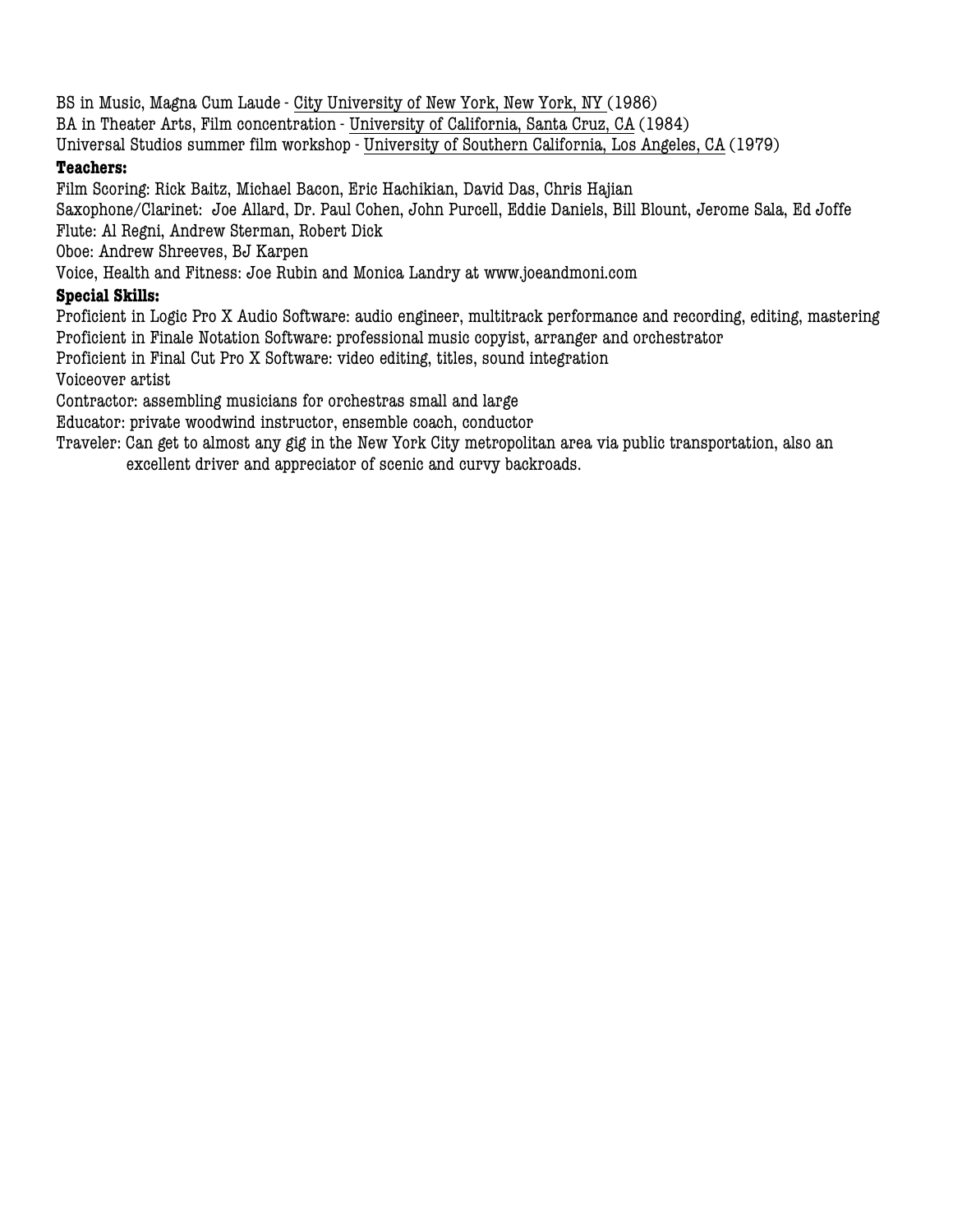BS in Music, Magna Cum Laude - City University of New York, New York, NY (1986)
BA in Theater Arts, Film concentration - University of California, Santa Cruz, CA (1984)
Universal Studios summer film workshop - University of Southern California, Los Angeles, CA (1979)

**Teachers:**

Film Scoring: Rick Baitz, Michael Bacon, Eric Hachikian, David Das, Chris Hajian
Saxophone/Clarinet: Joe Allard, Dr. Paul Cohen, John Purcell, Eddie Daniels, Bill Blount, Jerome Sala, Ed Joffe
Flute: Al Regni, Andrew Sterman, Robert Dick
Oboe: Andrew Shreeves, BJ Karpen
Voice, Health and Fitness: Joe Rubin and Monica Landry at www.joeandmoni.com

**Special Skills:**

Proficient in Logic Pro X Audio Software: audio engineer, multitrack performance and recording, editing, mastering
Proficient in Finale Notation Software: professional music copyist, arranger and orchestrator
Proficient in Final Cut Pro X Software: video editing, titles, sound integration
Voiceover artist
Contractor: assembling musicians for orchestras small and large
Educator: private woodwind instructor, ensemble coach, conductor
Traveler: Can get to almost any gig in the New York City metropolitan area via public transportation, also an excellent driver and appreciator of scenic and curvy backroads.